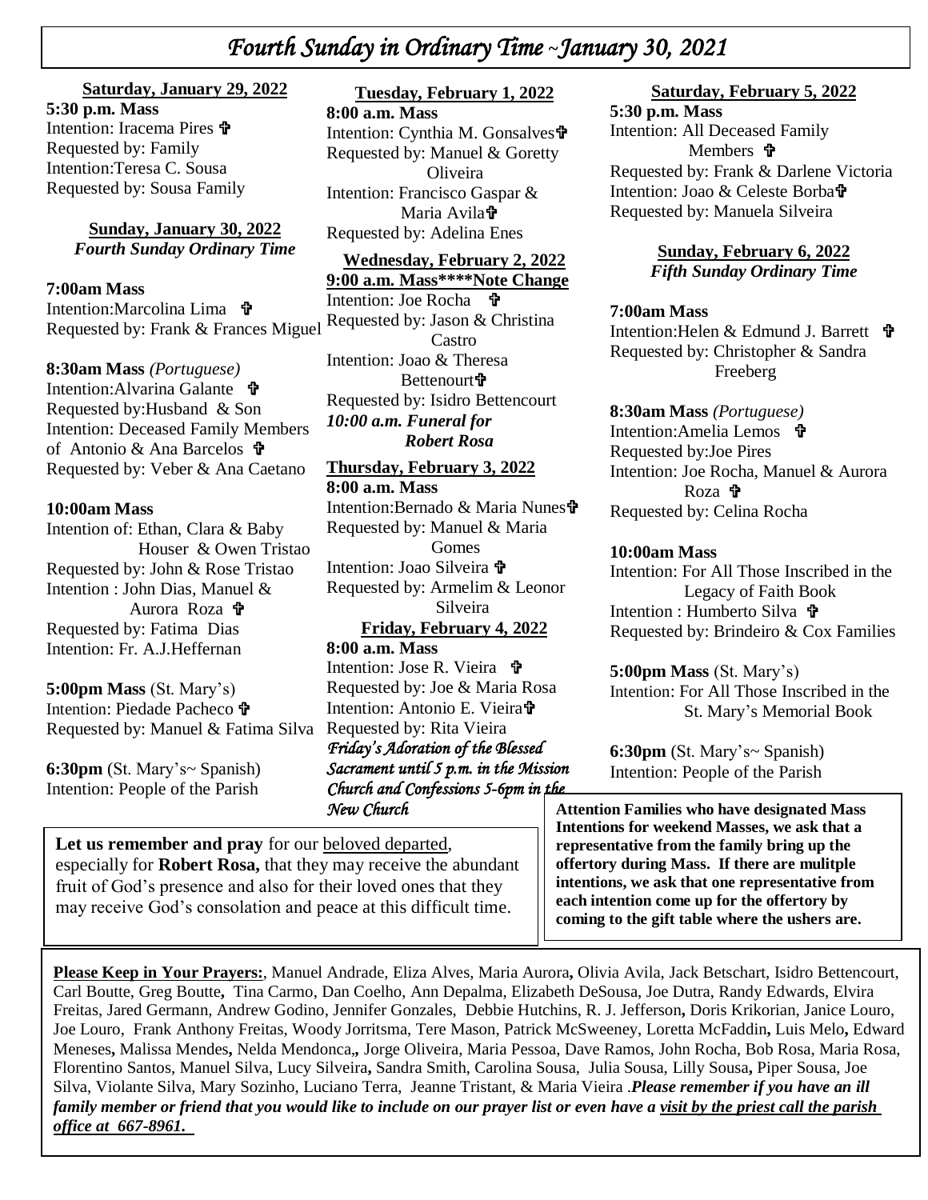# *Fourth Sunday in Ordinary Time ~January 30, 2021*

**Saturday, January 29, 2022**

**5:30 p.m. Mass**
Intention: Iracema Pires ✞
Requested by: Family
Intention:Teresa C. Sousa
Requested by: Sousa Family

**Sunday, January 30, 2022**
***Fourth Sunday Ordinary Time***

**7:00am Mass**
Intention:Marcolina Lima ✞
Requested by: Frank & Frances Miguel

**8:30am Mass** *(Portuguese)*
Intention:Alvarina Galante ✞
Requested by:Husband & Son
Intention: Deceased Family Members of Antonio & Ana Barcelos ✞
Requested by: Veber & Ana Caetano

**10:00am Mass**
Intention of: Ethan, Clara & Baby Houser & Owen Tristao
Requested by: John & Rose Tristao
Intention : John Dias, Manuel & Aurora Roza ✞
Requested by: Fatima Dias
Intention: Fr. A.J.Heffernan

**5:00pm Mass** (St. Mary's)
Intention: Piedade Pacheco ✞
Requested by: Manuel & Fatima Silva

**6:30pm** (St. Mary's~ Spanish)
Intention: People of the Parish

**Tuesday, February 1, 2022**

**8:00 a.m. Mass**
Intention: Cynthia M. Gonsalves✞
Requested by: Manuel & Goretty Oliveira
Intention: Francisco Gaspar & Maria Avila✞
Requested by: Adelina Enes

**Wednesday, February 2, 2022**

**9:00 a.m. Mass****Note Change**
Intention: Joe Rocha ✞
Requested by: Jason & Christina Castro
Intention: Joao & Theresa Bettenourt✞
Requested by: Isidro Bettencourt
***10:00 a.m. Funeral for Robert Rosa***

**Thursday, February 3, 2022**

**8:00 a.m. Mass**
Intention:Bernado & Maria Nunes✞
Requested by: Manuel & Maria Gomes
Intention: Joao Silveira ✞
Requested by: Armelim & Leonor Silveira

**Friday, February 4, 2022**

**8:00 a.m. Mass**
Intention: Jose R. Vieira ✞
Requested by: Joe & Maria Rosa
Intention: Antonio E. Vieira✞
Requested by: Rita Vieira
*Friday's Adoration of the Blessed Sacrament until 5 p.m. in the Mission Church and Confessions 5-6pm in the New Church*

**Saturday, February 5, 2022**

**5:30 p.m. Mass**
Intention: All Deceased Family Members ✞
Requested by: Frank & Darlene Victoria
Intention: Joao & Celeste Borba✞
Requested by: Manuela Silveira

**Sunday, February 6, 2022**
***Fifth Sunday Ordinary Time***

**7:00am Mass**
Intention:Helen & Edmund J. Barrett ✞
Requested by: Christopher & Sandra Freeberg

**8:30am Mass** *(Portuguese)*
Intention:Amelia Lemos ✞
Requested by:Joe Pires
Intention: Joe Rocha, Manuel & Aurora Roza ✞
Requested by: Celina Rocha

**10:00am Mass**
Intention: For All Those Inscribed in the Legacy of Faith Book
Intention : Humberto Silva ✞
Requested by: Brindeiro & Cox Families

**5:00pm Mass** (St. Mary's)
Intention: For All Those Inscribed in the St. Mary's Memorial Book

**6:30pm** (St. Mary's~ Spanish)
Intention: People of the Parish

**Let us remember and pray** for our beloved departed, especially for **Robert Rosa,** that they may receive the abundant fruit of God's presence and also for their loved ones that they may receive God's consolation and peace at this difficult time.

**Attention Families who have designated Mass Intentions for weekend Masses, we ask that a representative from the family bring up the offertory during Mass. If there are mulitple intentions, we ask that one representative from each intention come up for the offertory by coming to the gift table where the ushers are.**

**Please Keep in Your Prayers:**, Manuel Andrade, Eliza Alves, Maria Aurora**,** Olivia Avila, Jack Betschart, Isidro Bettencourt, Carl Boutte, Greg Boutte**,** Tina Carmo, Dan Coelho, Ann Depalma, Elizabeth DeSousa, Joe Dutra, Randy Edwards, Elvira Freitas, Jared Germann, Andrew Godino, Jennifer Gonzales, Debbie Hutchins, R. J. Jefferson**,** Doris Krikorian, Janice Louro, Joe Louro, Frank Anthony Freitas, Woody Jorritsma, Tere Mason, Patrick McSweeney, Loretta McFaddin**,** Luis Melo**,** Edward Meneses**,** Malissa Mendes**,** Nelda Mendonca**,,** Jorge Oliveira, Maria Pessoa, Dave Ramos, John Rocha, Bob Rosa, Maria Rosa, Florentino Santos, Manuel Silva, Lucy Silveira**,** Sandra Smith, Carolina Sousa, Julia Sousa, Lilly Sousa**,** Piper Sousa, Joe Silva, Violante Silva, Mary Sozinho, Luciano Terra, Jeanne Tristant, & Maria Vieira .***Please remember if you have an ill family member or friend that you would like to include on our prayer list or even have a visit by the priest call the parish office at 667-8961.***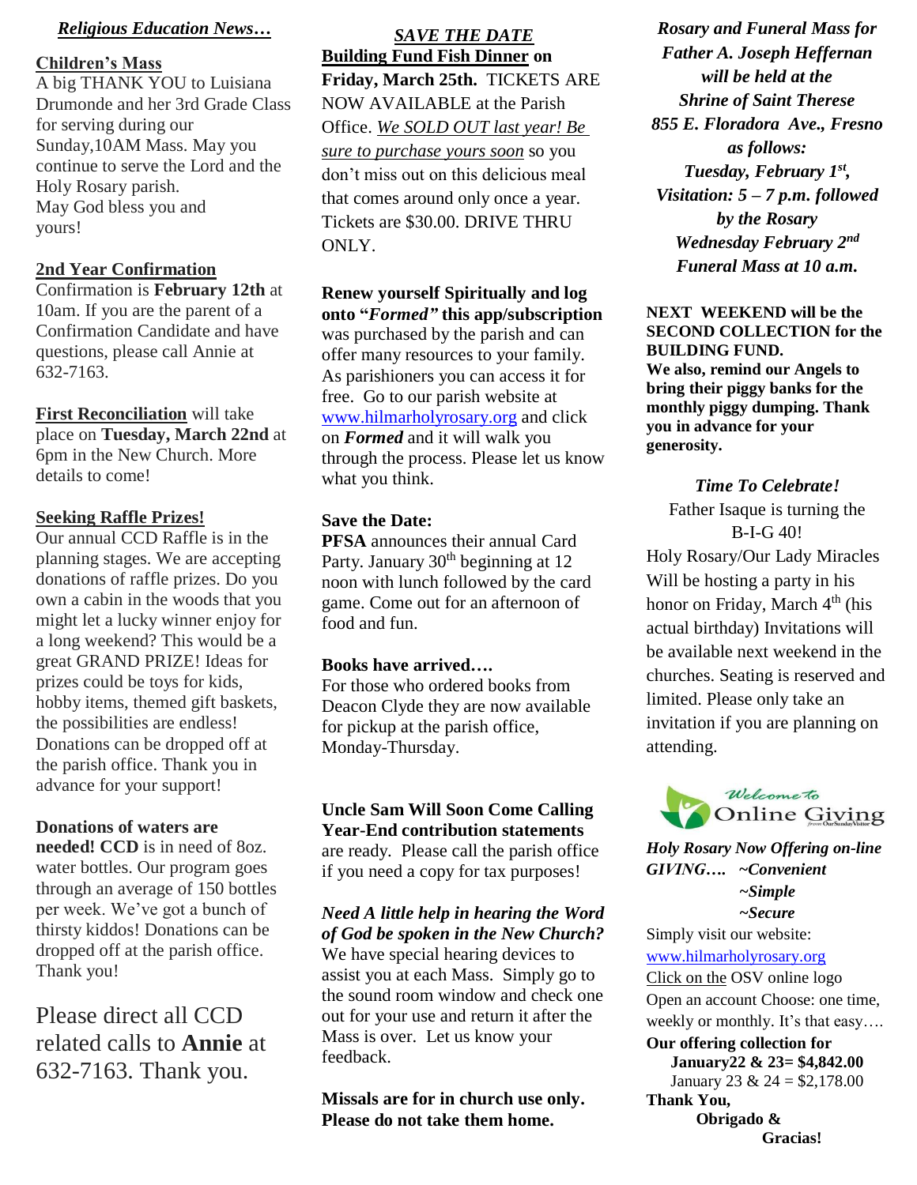## *Religious Education News…*

**Children's Mass**

A big THANK YOU to Luisiana Drumonde and her 3rd Grade Class for serving during our Sunday,10AM Mass. May you continue to serve the Lord and the Holy Rosary parish.
May God bless you and yours!

**2nd Year Confirmation**

Confirmation is **February 12th** at 10am. If you are the parent of a Confirmation Candidate and have questions, please call Annie at 632-7163.

**First Reconciliation** will take place on **Tuesday, March 22nd** at 6pm in the New Church. More details to come!

**Seeking Raffle Prizes!**

Our annual CCD Raffle is in the planning stages. We are accepting donations of raffle prizes. Do you own a cabin in the woods that you might let a lucky winner enjoy for a long weekend? This would be a great GRAND PRIZE! Ideas for prizes could be toys for kids, hobby items, themed gift baskets, the possibilities are endless! Donations can be dropped off at the parish office. Thank you in advance for your support!

**Donations of waters are needed! CCD** is in need of 8oz. water bottles. Our program goes through an average of 150 bottles per week. We've got a bunch of thirsty kiddos! Donations can be dropped off at the parish office. Thank you!

Please direct all CCD related calls to **Annie** at 632-7163. Thank you.

***SAVE THE DATE***

**Building Fund Fish Dinner on Friday, March 25th.** TICKETS ARE NOW AVAILABLE at the Parish Office. *We SOLD OUT last year! Be sure to purchase yours soon* so you don't miss out on this delicious meal that comes around only once a year. Tickets are $30.00. DRIVE THRU ONLY.

**Renew yourself Spiritually and log onto "*Formed*" this app/subscription** was purchased by the parish and can offer many resources to your family. As parishioners you can access it for free. Go to our parish website at www.hilmarholyrosary.org and click on ***Formed*** and it will walk you through the process. Please let us know what you think.

**Save the Date:**

**PFSA** announces their annual Card Party. January 30th beginning at 12 noon with lunch followed by the card game. Come out for an afternoon of food and fun.

**Books have arrived….**

For those who ordered books from Deacon Clyde they are now available for pickup at the parish office, Monday-Thursday.

**Uncle Sam Will Soon Come Calling Year-End contribution statements** are ready. Please call the parish office if you need a copy for tax purposes!

***Need A little help in hearing the Word of God be spoken in the New Church?*** We have special hearing devices to assist you at each Mass. Simply go to the sound room window and check one out for your use and return it after the Mass is over. Let us know your feedback.

**Missals are for in church use only. Please do not take them home.**

***Rosary and Funeral Mass for Father A. Joseph Heffernan will be held at the Shrine of Saint Therese 855 E. Floradora Ave., Fresno as follows:***
***Tuesday, February 1st,***
***Visitation: 5 – 7 p.m. followed by the Rosary***
***Wednesday February 2nd***
***Funeral Mass at 10 a.m.***

**NEXT WEEKEND will be the SECOND COLLECTION for the BUILDING FUND.**
**We also, remind our Angels to bring their piggy banks for the monthly piggy dumping. Thank you in advance for your generosity.**

***Time To Celebrate!***

Father Isaque is turning the B-I-G 40!
Holy Rosary/Our Lady Miracles Will be hosting a party in his honor on Friday, March 4th (his actual birthday) Invitations will be available next weekend in the churches. Seating is reserved and limited. Please only take an invitation if you are planning on attending.

Welcome to Online Giving

***Holy Rosary Now Offering on-line GIVING…. ~Convenient***
***~Simple***
***~Secure***

Simply visit our website:
www.hilmarholyrosary.org
Click on the OSV online logo
Open an account Choose: one time, weekly or monthly. It's that easy….

**Our offering collection for January22 & 23= $4,842.00**
January 23 & 24 = $2,178.00

**Thank You,**
**Obrigado &**
**Gracias!**